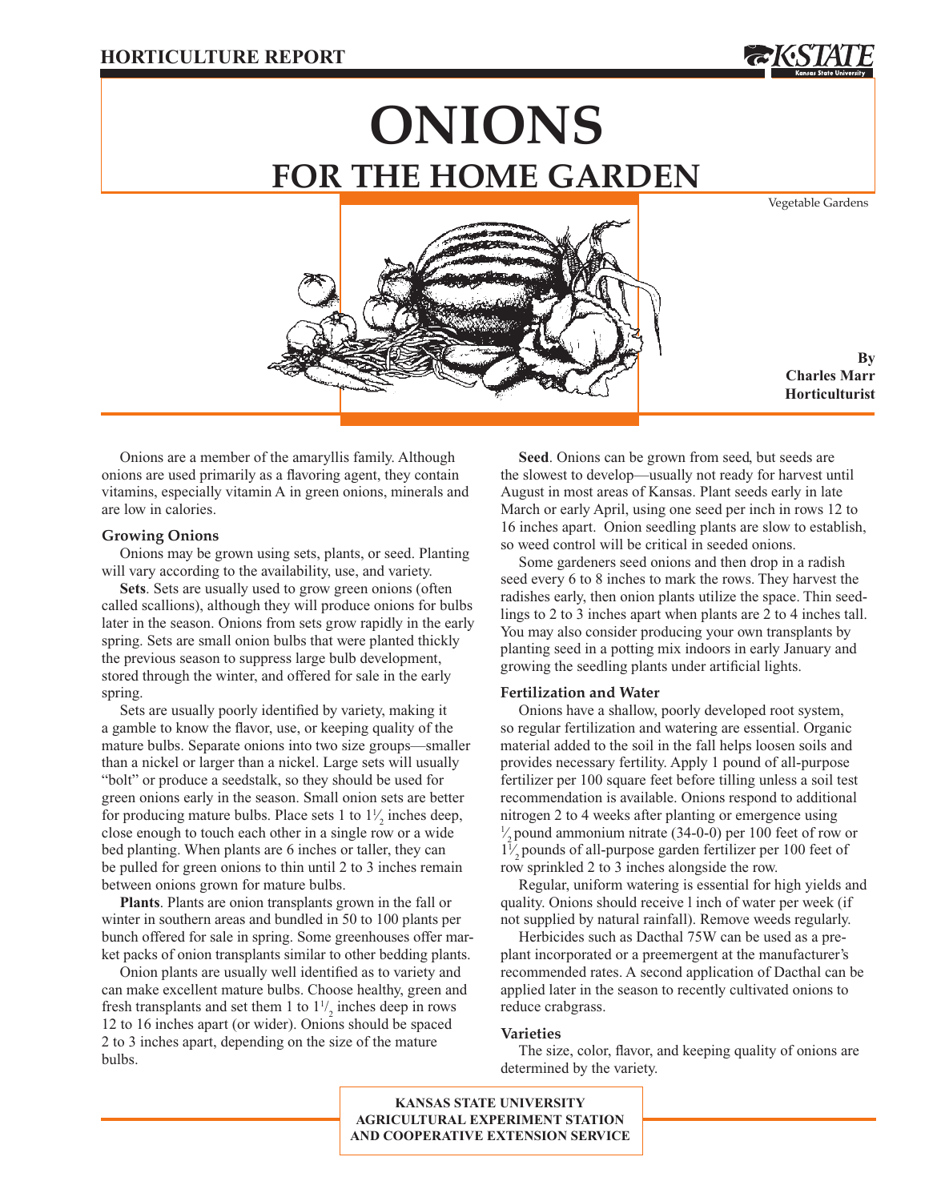HORTICULTURE REPORT

# ONIONS
## FOR THE HOME GARDEN

Vegetable Gardens

**By**
**Charles Marr**
**Horticulturist**

Onions are a member of the amaryllis family. Although onions are used primarily as a flavoring agent, they contain vitamins, especially vitamin A in green onions, minerals and are low in calories.

### Growing Onions

Onions may be grown using sets, plants, or seed. Planting will vary according to the availability, use, and variety.

**Sets**. Sets are usually used to grow green onions (often called scallions), although they will produce onions for bulbs later in the season. Onions from sets grow rapidly in the early spring. Sets are small onion bulbs that were planted thickly the previous season to suppress large bulb development, stored through the winter, and offered for sale in the early spring.

Sets are usually poorly identified by variety, making it a gamble to know the flavor, use, or keeping quality of the mature bulbs. Separate onions into two size groups—smaller than a nickel or larger than a nickel. Large sets will usually "bolt" or produce a seedstalk, so they should be used for green onions early in the season. Small onion sets are better for producing mature bulbs. Place sets 1 to 1½ inches deep, close enough to touch each other in a single row or a wide bed planting. When plants are 6 inches or taller, they can be pulled for green onions to thin until 2 to 3 inches remain between onions grown for mature bulbs.

**Plants**. Plants are onion transplants grown in the fall or winter in southern areas and bundled in 50 to 100 plants per bunch offered for sale in spring. Some greenhouses offer market packs of onion transplants similar to other bedding plants.

Onion plants are usually well identified as to variety and can make excellent mature bulbs. Choose healthy, green and fresh transplants and set them 1 to 1½ inches deep in rows 12 to 16 inches apart (or wider). Onions should be spaced 2 to 3 inches apart, depending on the size of the mature bulbs.

**Seed**. Onions can be grown from seed, but seeds are the slowest to develop—usually not ready for harvest until August in most areas of Kansas. Plant seeds early in late March or early April, using one seed per inch in rows 12 to 16 inches apart. Onion seedling plants are slow to establish, so weed control will be critical in seeded onions.

Some gardeners seed onions and then drop in a radish seed every 6 to 8 inches to mark the rows. They harvest the radishes early, then onion plants utilize the space. Thin seedlings to 2 to 3 inches apart when plants are 2 to 4 inches tall. You may also consider producing your own transplants by planting seed in a potting mix indoors in early January and growing the seedling plants under artificial lights.

### Fertilization and Water

Onions have a shallow, poorly developed root system, so regular fertilization and watering are essential. Organic material added to the soil in the fall helps loosen soils and provides necessary fertility. Apply 1 pound of all-purpose fertilizer per 100 square feet before tilling unless a soil test recommendation is available. Onions respond to additional nitrogen 2 to 4 weeks after planting or emergence using ½ pound ammonium nitrate (34-0-0) per 100 feet of row or 1½ pounds of all-purpose garden fertilizer per 100 feet of row sprinkled 2 to 3 inches alongside the row.

Regular, uniform watering is essential for high yields and quality. Onions should receive l inch of water per week (if not supplied by natural rainfall). Remove weeds regularly.

Herbicides such as Dacthal 75W can be used as a preplant incorporated or a preemergent at the manufacturer's recommended rates. A second application of Dacthal can be applied later in the season to recently cultivated onions to reduce crabgrass.

### Varieties

The size, color, flavor, and keeping quality of onions are determined by the variety.

**KANSAS STATE UNIVERSITY**
**AGRICULTURAL EXPERIMENT STATION**
**AND COOPERATIVE EXTENSION SERVICE**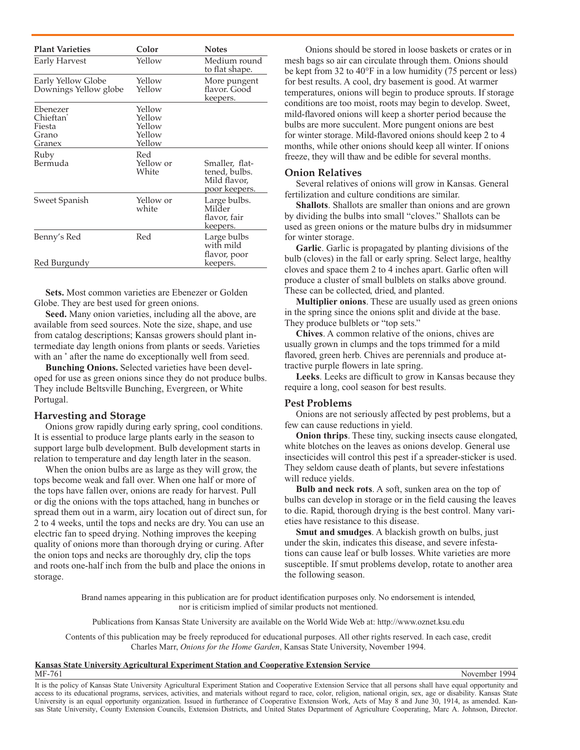| Plant Varieties | Color | Notes |
|---|---|---|
| Early Harvest | Yellow | Medium round to flat shape. |
| Early Yellow Globe<br>Downings Yellow globe | Yellow<br>Yellow | More pungent flavor. Good keepers. |
| Ebenezer<br>Chieftan*<br>Fiesta<br>Grano<br>Granex | Yellow<br>Yellow<br>Yellow<br>Yellow<br>Yellow | |
| Ruby<br>Bermuda | Red<br>Yellow or White | Smaller, flattened, bulbs. Mild flavor, poor keepers. |
| Sweet Spanish | Yellow or white | Large bulbs. Milder flavor, fair keepers. |
| Benny's Red<br>Red Burgundy | Red | Large bulbs with mild flavor, poor keepers. |

**Sets.** Most common varieties are Ebenezer or Golden Globe. They are best used for green onions.

**Seed.** Many onion varieties, including all the above, are available from seed sources. Note the size, shape, and use from catalog descriptions; Kansas growers should plant intermediate day length onions from plants or seeds. Varieties with an * after the name do exceptionally well from seed.

**Bunching Onions.** Selected varieties have been developed for use as green onions since they do not produce bulbs. They include Beltsville Bunching, Evergreen, or White Portugal.

### Harvesting and Storage

Onions grow rapidly during early spring, cool conditions. It is essential to produce large plants early in the season to support large bulb development. Bulb development starts in relation to temperature and day length later in the season.

When the onion bulbs are as large as they will grow, the tops become weak and fall over. When one half or more of the tops have fallen over, onions are ready for harvest. Pull or dig the onions with the tops attached, hang in bunches or spread them out in a warm, airy location out of direct sun, for 2 to 4 weeks, until the tops and necks are dry. You can use an electric fan to speed drying. Nothing improves the keeping quality of onions more than thorough drying or curing. After the onion tops and necks are thoroughly dry, clip the tops and roots one-half inch from the bulb and place the onions in storage.

Onions should be stored in loose baskets or crates or in mesh bags so air can circulate through them. Onions should be kept from 32 to 40°F in a low humidity (75 percent or less) for best results. A cool, dry basement is good. At warmer temperatures, onions will begin to produce sprouts. If storage conditions are too moist, roots may begin to develop. Sweet, mild-flavored onions will keep a shorter period because the bulbs are more succulent. More pungent onions are best for winter storage. Mild-flavored onions should keep 2 to 4 months, while other onions should keep all winter. If onions freeze, they will thaw and be edible for several months.

### Onion Relatives

Several relatives of onions will grow in Kansas. General fertilization and culture conditions are similar.

**Shallots**. Shallots are smaller than onions and are grown by dividing the bulbs into small "cloves." Shallots can be used as green onions or the mature bulbs dry in midsummer for winter storage.

**Garlic**. Garlic is propagated by planting divisions of the bulb (cloves) in the fall or early spring. Select large, healthy cloves and space them 2 to 4 inches apart. Garlic often will produce a cluster of small bulblets on stalks above ground. These can be collected, dried, and planted.

**Multiplier onions**. These are usually used as green onions in the spring since the onions split and divide at the base. They produce bulblets or "top sets."

**Chives**. A common relative of the onions, chives are usually grown in clumps and the tops trimmed for a mild flavored, green herb. Chives are perennials and produce attractive purple flowers in late spring.

**Leeks**. Leeks are difficult to grow in Kansas because they require a long, cool season for best results.

### Pest Problems

Onions are not seriously affected by pest problems, but a few can cause reductions in yield.

**Onion thrips**. These tiny, sucking insects cause elongated, white blotches on the leaves as onions develop. General use insecticides will control this pest if a spreader-sticker is used. They seldom cause death of plants, but severe infestations will reduce yields.

**Bulb and neck rots**. A soft, sunken area on the top of bulbs can develop in storage or in the field causing the leaves to die. Rapid, thorough drying is the best control. Many varieties have resistance to this disease.

**Smut and smudges**. A blackish growth on bulbs, just under the skin, indicates this disease, and severe infestations can cause leaf or bulb losses. White varieties are more susceptible. If smut problems develop, rotate to another area the following season.

Brand names appearing in this publication are for product identification purposes only. No endorsement is intended, nor is criticism implied of similar products not mentioned.

Publications from Kansas State University are available on the World Wide Web at: http://www.oznet.ksu.edu

Contents of this publication may be freely reproduced for educational purposes. All other rights reserved. In each case, credit Charles Marr, *Onions for the Home Garden*, Kansas State University, November 1994.

**Kansas State University Agricultural Experiment Station and Cooperative Extension Service**

MF-761 November 1994

It is the policy of Kansas State University Agricultural Experiment Station and Cooperative Extension Service that all persons shall have equal opportunity and access to its educational programs, services, activities, and materials without regard to race, color, religion, national origin, sex, age or disability. Kansas State University is an equal opportunity organization. Issued in furtherance of Cooperative Extension Work, Acts of May 8 and June 30, 1914, as amended. Kansas State University, County Extension Councils, Extension Districts, and United States Department of Agriculture Cooperating, Marc A. Johnson, Director.